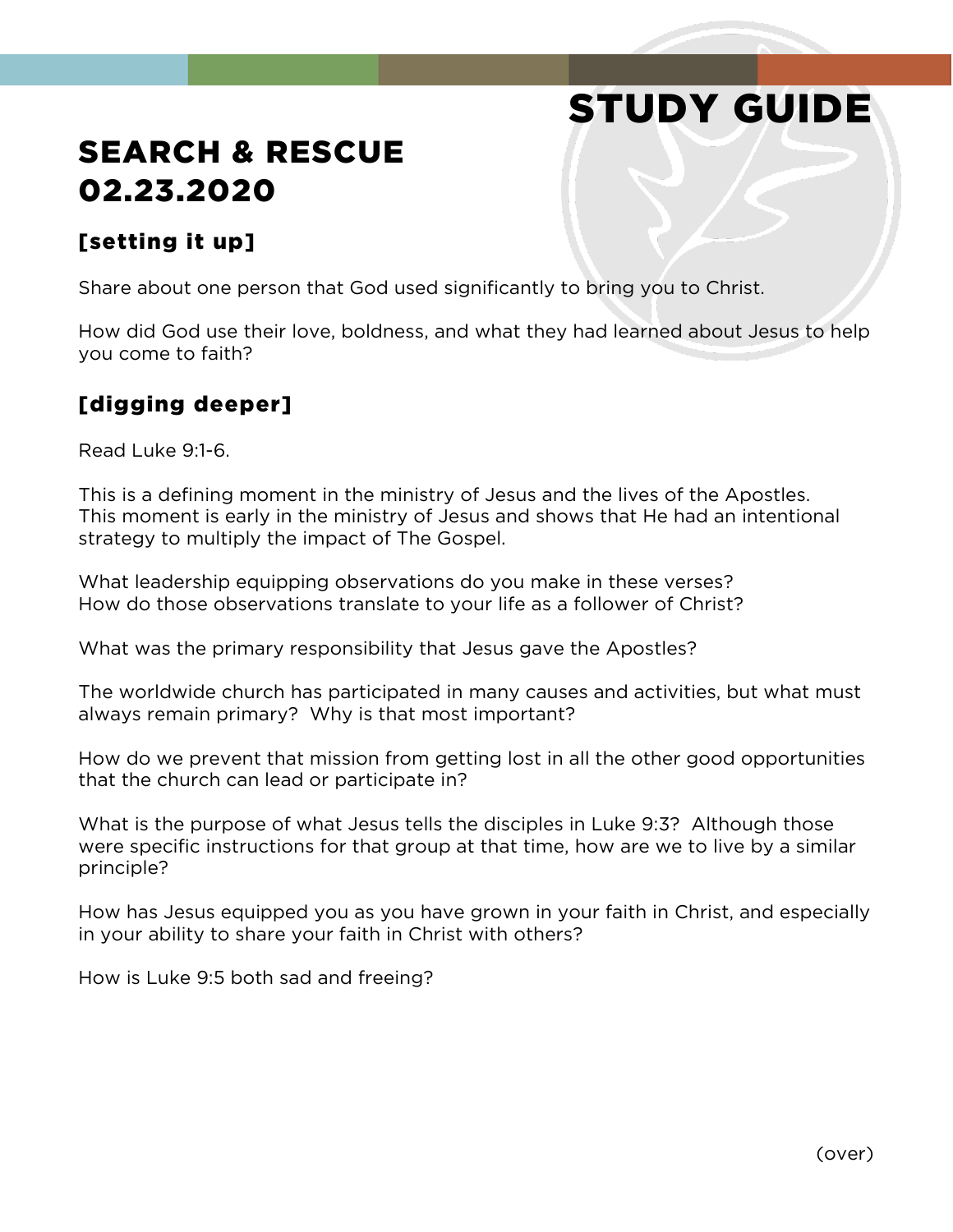# STUDY GUIDE

## SEARCH & RESCUE
## 02.23.2020

### [setting it up]

Share about one person that God used significantly to bring you to Christ.

How did God use their love, boldness, and what they had learned about Jesus to help you come to faith?

### [digging deeper]

Read Luke 9:1-6.

This is a defining moment in the ministry of Jesus and the lives of the Apostles. This moment is early in the ministry of Jesus and shows that He had an intentional strategy to multiply the impact of The Gospel.

What leadership equipping observations do you make in these verses?
How do those observations translate to your life as a follower of Christ?

What was the primary responsibility that Jesus gave the Apostles?

The worldwide church has participated in many causes and activities, but what must always remain primary? Why is that most important?

How do we prevent that mission from getting lost in all the other good opportunities that the church can lead or participate in?

What is the purpose of what Jesus tells the disciples in Luke 9:3? Although those were specific instructions for that group at that time, how are we to live by a similar principle?

How has Jesus equipped you as you have grown in your faith in Christ, and especially in your ability to share your faith in Christ with others?

How is Luke 9:5 both sad and freeing?

(over)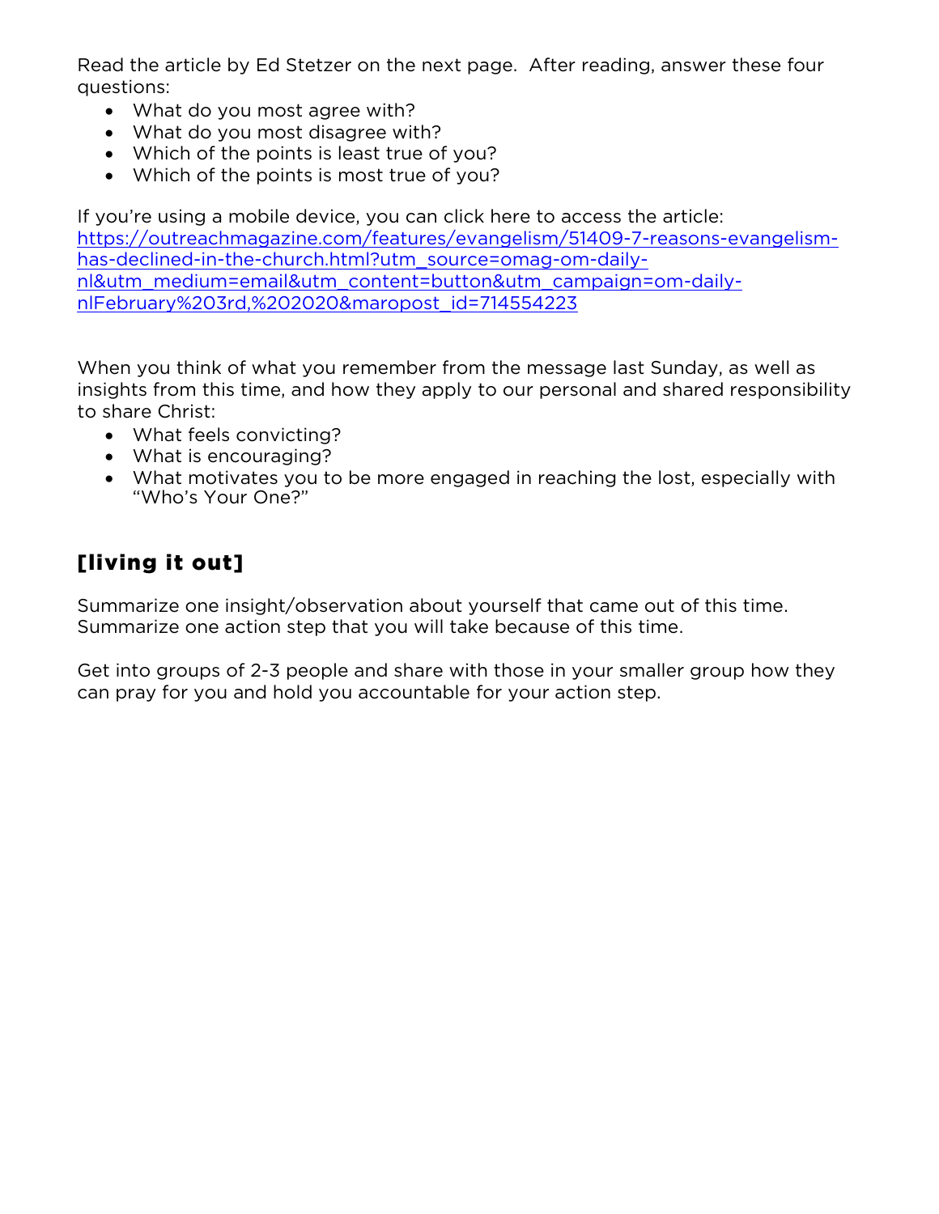Read the article by Ed Stetzer on the next page. After reading, answer these four questions:

- What do you most agree with?
- What do you most disagree with?
- Which of the points is least true of you?
- Which of the points is most true of you?

If you're using a mobile device, you can click here to access the article: [https://outreachmagazine.com/features/evangelism/51409-7-reasons-evangelism-has-declined-in-the-church.html?utm_source=omag-om-daily-nl&utm_medium=email&utm_content=button&utm_campaign=om-daily-nlFebruary%203rd,%202020&maropost_id=714554223](https://outreachmagazine.com/features/evangelism/51409-7-reasons-evangelism-has-declined-in-the-church.html?utm_source=omag-om-daily-nl&utm_medium=email&utm_content=button&utm_campaign=om-daily-nlFebruary%203rd,%202020&maropost_id=714554223)

When you think of what you remember from the message last Sunday, as well as insights from this time, and how they apply to our personal and shared responsibility to share Christ:

- What feels convicting?
- What is encouraging?
- What motivates you to be more engaged in reaching the lost, especially with "Who's Your One?"

## [living it out]

Summarize one insight/observation about yourself that came out of this time.
Summarize one action step that you will take because of this time.

Get into groups of 2-3 people and share with those in your smaller group how they can pray for you and hold you accountable for your action step.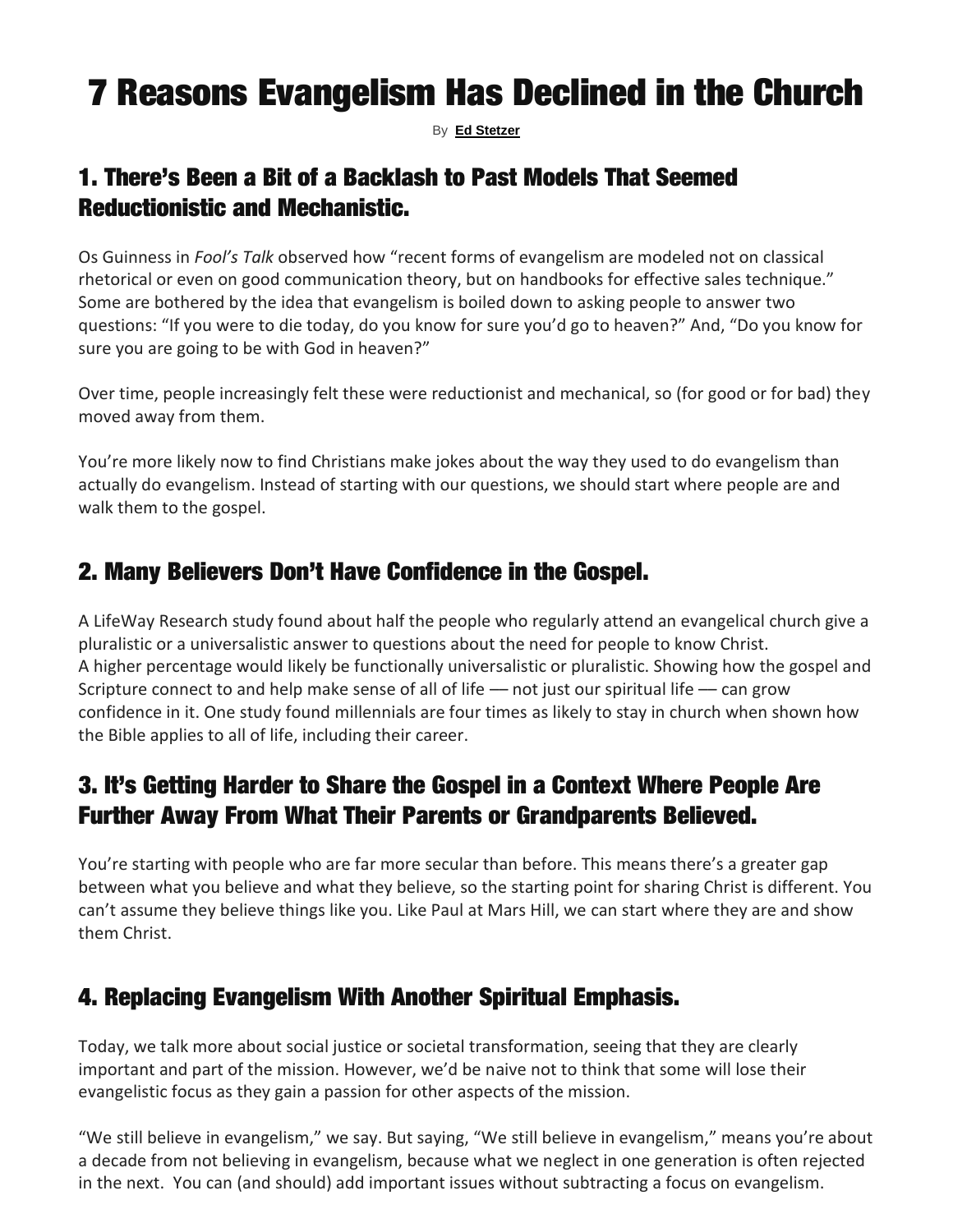# 7 Reasons Evangelism Has Declined in the Church

By **Ed Stetzer**

## 1. There's Been a Bit of a Backlash to Past Models That Seemed Reductionistic and Mechanistic.

Os Guinness in *Fool's Talk* observed how "recent forms of evangelism are modeled not on classical rhetorical or even on good communication theory, but on handbooks for effective sales technique." Some are bothered by the idea that evangelism is boiled down to asking people to answer two questions: "If you were to die today, do you know for sure you'd go to heaven?" And, "Do you know for sure you are going to be with God in heaven?"

Over time, people increasingly felt these were reductionist and mechanical, so (for good or for bad) they moved away from them.

You're more likely now to find Christians make jokes about the way they used to do evangelism than actually do evangelism. Instead of starting with our questions, we should start where people are and walk them to the gospel.

## 2. Many Believers Don't Have Confidence in the Gospel.

A LifeWay Research study found about half the people who regularly attend an evangelical church give a pluralistic or a universalistic answer to questions about the need for people to know Christ.
A higher percentage would likely be functionally universalistic or pluralistic. Showing how the gospel and Scripture connect to and help make sense of all of life — not just our spiritual life — can grow confidence in it. One study found millennials are four times as likely to stay in church when shown how the Bible applies to all of life, including their career.

## 3. It's Getting Harder to Share the Gospel in a Context Where People Are Further Away From What Their Parents or Grandparents Believed.

You're starting with people who are far more secular than before. This means there's a greater gap between what you believe and what they believe, so the starting point for sharing Christ is different. You can't assume they believe things like you. Like Paul at Mars Hill, we can start where they are and show them Christ.

## 4. Replacing Evangelism With Another Spiritual Emphasis.

Today, we talk more about social justice or societal transformation, seeing that they are clearly important and part of the mission. However, we'd be naive not to think that some will lose their evangelistic focus as they gain a passion for other aspects of the mission.

"We still believe in evangelism," we say. But saying, "We still believe in evangelism," means you're about a decade from not believing in evangelism, because what we neglect in one generation is often rejected in the next. You can (and should) add important issues without subtracting a focus on evangelism.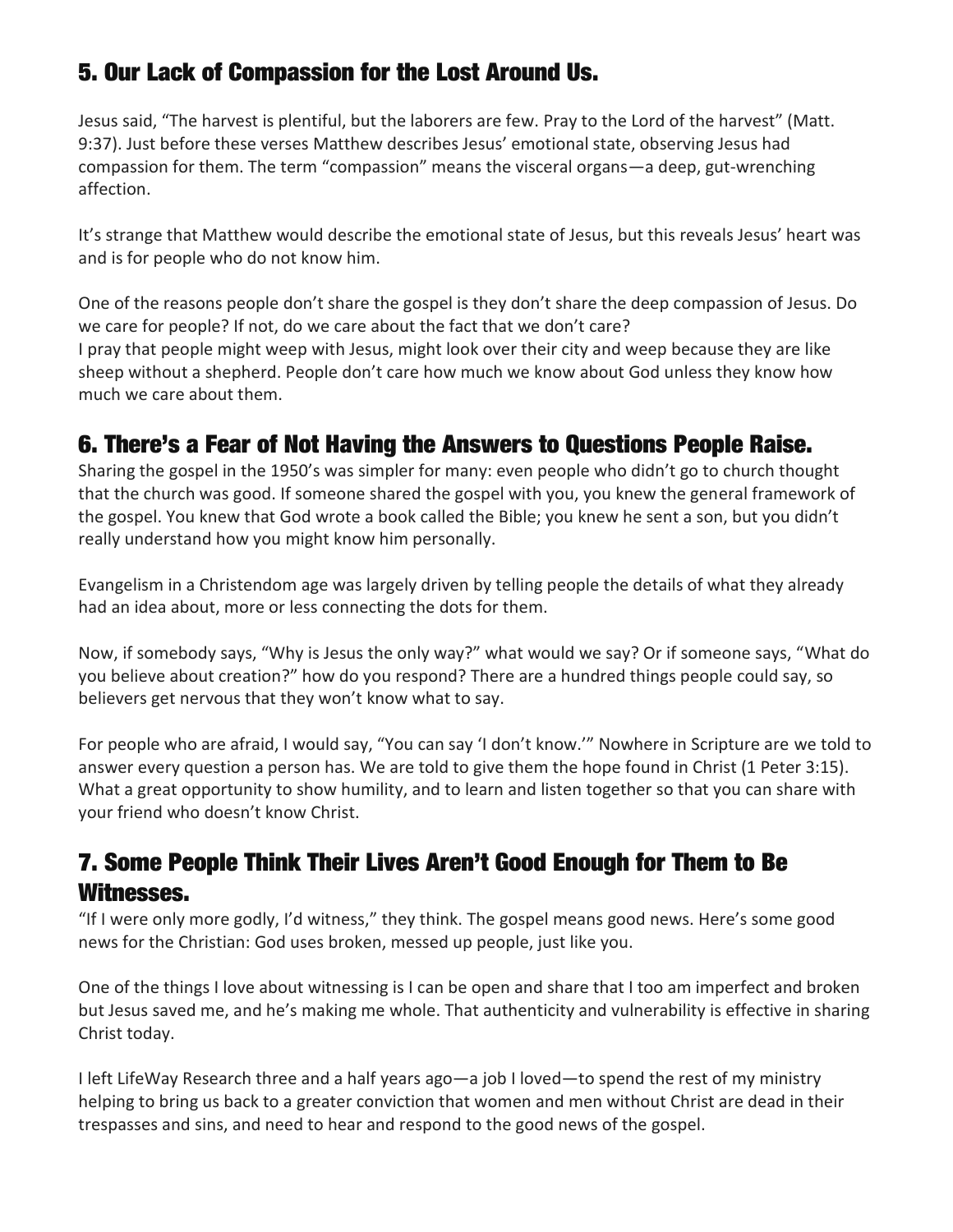## 5. Our Lack of Compassion for the Lost Around Us.

Jesus said, "The harvest is plentiful, but the laborers are few. Pray to the Lord of the harvest" (Matt. 9:37). Just before these verses Matthew describes Jesus' emotional state, observing Jesus had compassion for them. The term "compassion" means the visceral organs—a deep, gut-wrenching affection.

It's strange that Matthew would describe the emotional state of Jesus, but this reveals Jesus' heart was and is for people who do not know him.

One of the reasons people don't share the gospel is they don't share the deep compassion of Jesus. Do we care for people? If not, do we care about the fact that we don't care?
I pray that people might weep with Jesus, might look over their city and weep because they are like sheep without a shepherd. People don't care how much we know about God unless they know how much we care about them.

## 6. There's a Fear of Not Having the Answers to Questions People Raise.

Sharing the gospel in the 1950's was simpler for many: even people who didn't go to church thought that the church was good. If someone shared the gospel with you, you knew the general framework of the gospel. You knew that God wrote a book called the Bible; you knew he sent a son, but you didn't really understand how you might know him personally.

Evangelism in a Christendom age was largely driven by telling people the details of what they already had an idea about, more or less connecting the dots for them.

Now, if somebody says, "Why is Jesus the only way?" what would we say? Or if someone says, "What do you believe about creation?" how do you respond? There are a hundred things people could say, so believers get nervous that they won't know what to say.

For people who are afraid, I would say, "You can say 'I don't know.'" Nowhere in Scripture are we told to answer every question a person has. We are told to give them the hope found in Christ (1 Peter 3:15). What a great opportunity to show humility, and to learn and listen together so that you can share with your friend who doesn't know Christ.

## 7. Some People Think Their Lives Aren't Good Enough for Them to Be Witnesses.

"If I were only more godly, I'd witness," they think. The gospel means good news. Here's some good news for the Christian: God uses broken, messed up people, just like you.

One of the things I love about witnessing is I can be open and share that I too am imperfect and broken but Jesus saved me, and he's making me whole. That authenticity and vulnerability is effective in sharing Christ today.

I left LifeWay Research three and a half years ago—a job I loved—to spend the rest of my ministry helping to bring us back to a greater conviction that women and men without Christ are dead in their trespasses and sins, and need to hear and respond to the good news of the gospel.